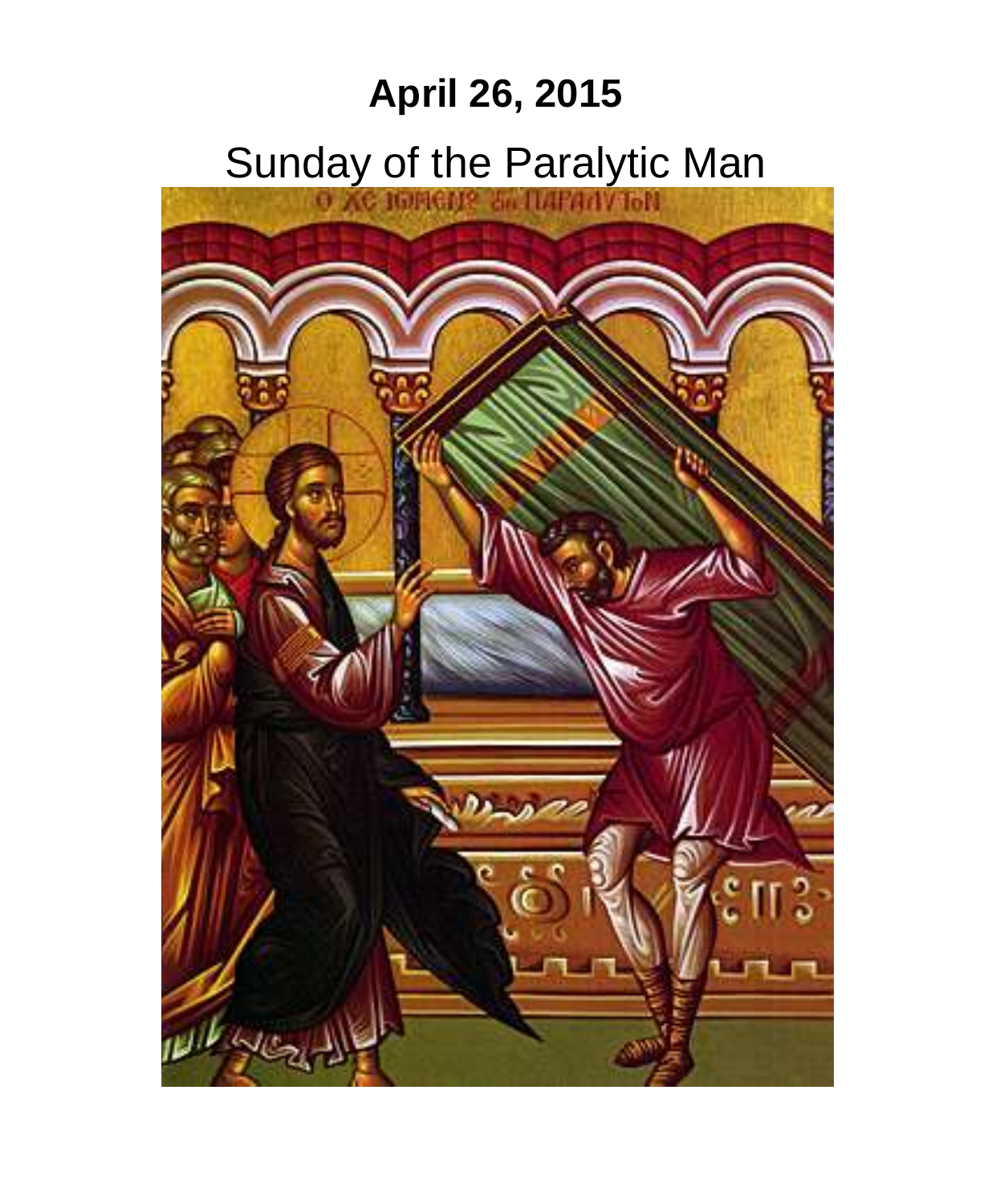**April 26, 2015**

Sunday of the Paralytic Man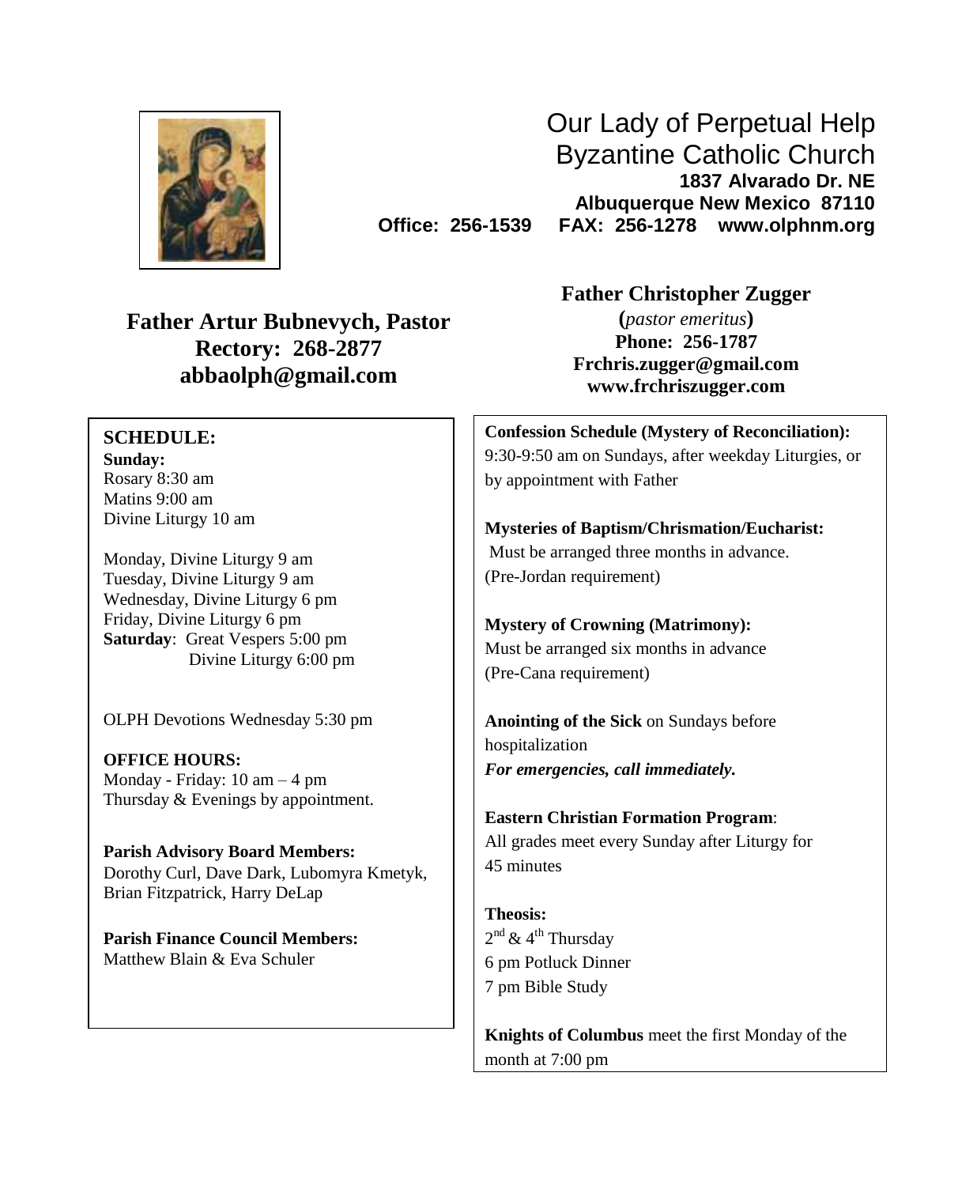# Our Lady of Perpetual Help Byzantine Catholic Church

**1837 Alvarado Dr. NE**
**Albuquerque New Mexico 87110**
**Office: 256-1539 FAX: 256-1278 www.olphnm.org**

**Father Artur Bubnevych, Pastor**
**Rectory: 268-2877**
**abbaolph@gmail.com**

**Father Christopher Zugger**
**(*pastor emeritus*)**
**Phone: 256-1787**
**Frchris.zugger@gmail.com**
**www.frchriszugger.com**

**SCHEDULE:**

**Sunday:**
Rosary 8:30 am
Matins 9:00 am
Divine Liturgy 10 am

Monday, Divine Liturgy 9 am
Tuesday, Divine Liturgy 9 am
Wednesday, Divine Liturgy 6 pm
Friday, Divine Liturgy 6 pm
**Saturday**: Great Vespers 5:00 pm
Divine Liturgy 6:00 pm

OLPH Devotions Wednesday 5:30 pm

**OFFICE HOURS:**
Monday - Friday: 10 am – 4 pm
Thursday & Evenings by appointment.

**Parish Advisory Board Members:**
Dorothy Curl, Dave Dark, Lubomyra Kmetyk, Brian Fitzpatrick, Harry DeLap

**Parish Finance Council Members:**
Matthew Blain & Eva Schuler

**Confession Schedule (Mystery of Reconciliation):**
9:30-9:50 am on Sundays, after weekday Liturgies, or by appointment with Father

**Mysteries of Baptism/Chrismation/Eucharist:**
Must be arranged three months in advance.
(Pre-Jordan requirement)

**Mystery of Crowning (Matrimony):**
Must be arranged six months in advance
(Pre-Cana requirement)

**Anointing of the Sick** on Sundays before hospitalization
***For emergencies, call immediately.***

**Eastern Christian Formation Program**:
All grades meet every Sunday after Liturgy for 45 minutes

**Theosis:**
2nd & 4th Thursday
6 pm Potluck Dinner
7 pm Bible Study

**Knights of Columbus** meet the first Monday of the month at 7:00 pm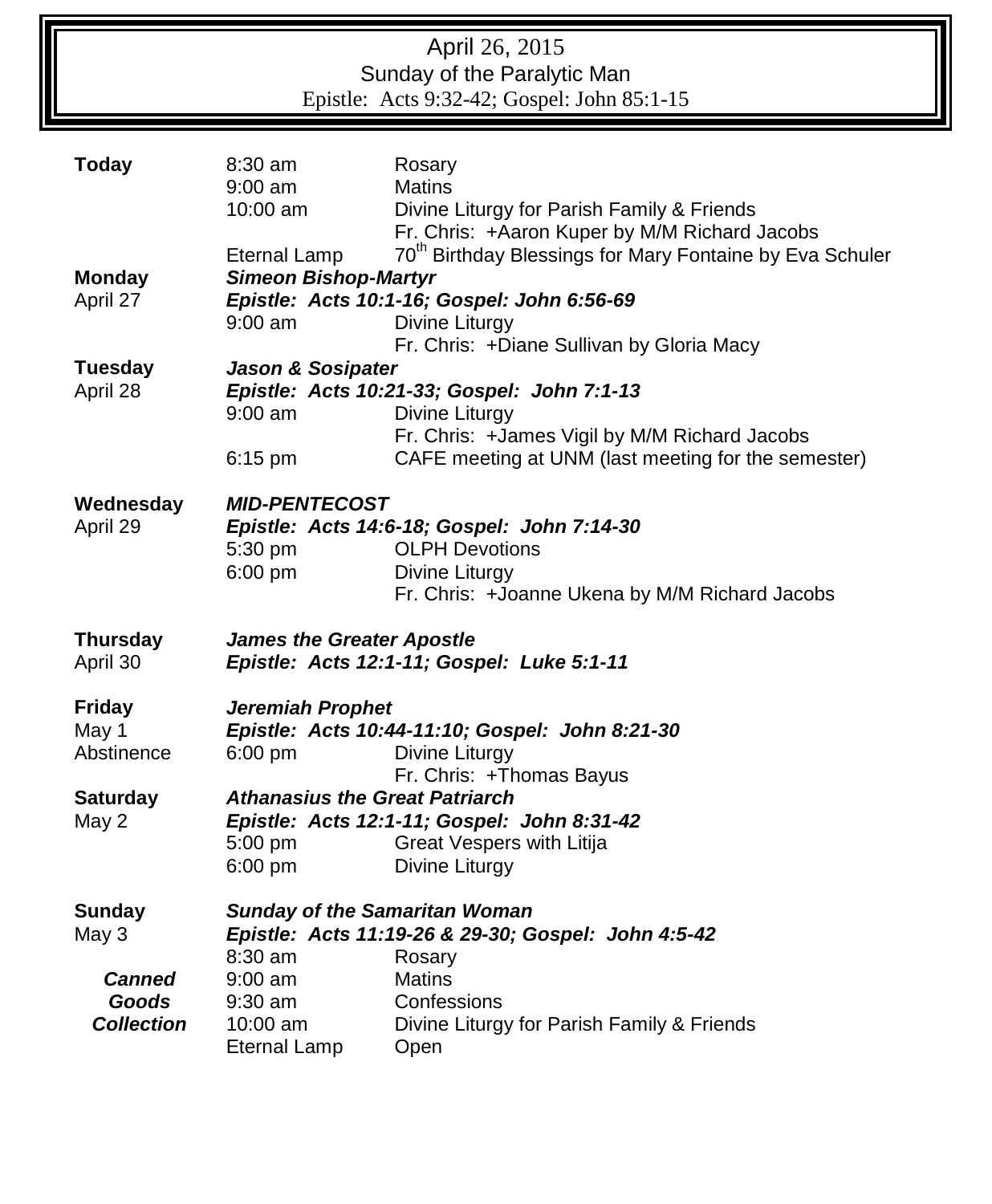# April 26, 2015
## Sunday of the Paralytic Man
Epistle: Acts 9:32-42; Gospel: John 85:1-15

| | | |
|---|---|---|
| **Today** | 8:30 am | Rosary |
| | 9:00 am | Matins |
| | 10:00 am | Divine Liturgy for Parish Family & Friends |
| | | Fr. Chris: +Aaron Kuper by M/M Richard Jacobs |
| | Eternal Lamp | 70th Birthday Blessings for Mary Fontaine by Eva Schuler |
| **Monday** | ***Simeon Bishop-Martyr*** | |
| April 27 | ***Epistle: Acts 10:1-16; Gospel: John 6:56-69*** | |
| | 9:00 am | Divine Liturgy |
| | | Fr. Chris: +Diane Sullivan by Gloria Macy |
| **Tuesday** | ***Jason & Sosipater*** | |
| April 28 | ***Epistle: Acts 10:21-33; Gospel: John 7:1-13*** | |
| | 9:00 am | Divine Liturgy |
| | | Fr. Chris: +James Vigil by M/M Richard Jacobs |
| | 6:15 pm | CAFE meeting at UNM (last meeting for the semester) |
| **Wednesday** | ***MID-PENTECOST*** | |
| April 29 | ***Epistle: Acts 14:6-18; Gospel: John 7:14-30*** | |
| | 5:30 pm | OLPH Devotions |
| | 6:00 pm | Divine Liturgy |
| | | Fr. Chris: +Joanne Ukena by M/M Richard Jacobs |
| **Thursday** | ***James the Greater Apostle*** | |
| April 30 | ***Epistle: Acts 12:1-11; Gospel: Luke 5:1-11*** | |
| **Friday** | ***Jeremiah Prophet*** | |
| May 1 | ***Epistle: Acts 10:44-11:10; Gospel: John 8:21-30*** | |
| Abstinence | 6:00 pm | Divine Liturgy |
| | | Fr. Chris: +Thomas Bayus |
| **Saturday** | ***Athanasius the Great Patriarch*** | |
| May 2 | ***Epistle: Acts 12:1-11; Gospel: John 8:31-42*** | |
| | 5:00 pm | Great Vespers with Litija |
| | 6:00 pm | Divine Liturgy |
| **Sunday** | ***Sunday of the Samaritan Woman*** | |
| May 3 | ***Epistle: Acts 11:19-26 & 29-30; Gospel: John 4:5-42*** | |
| | 8:30 am | Rosary |
| ***Canned*** | 9:00 am | Matins |
| ***Goods*** | 9:30 am | Confessions |
| ***Collection*** | 10:00 am | Divine Liturgy for Parish Family & Friends |
| | Eternal Lamp | Open |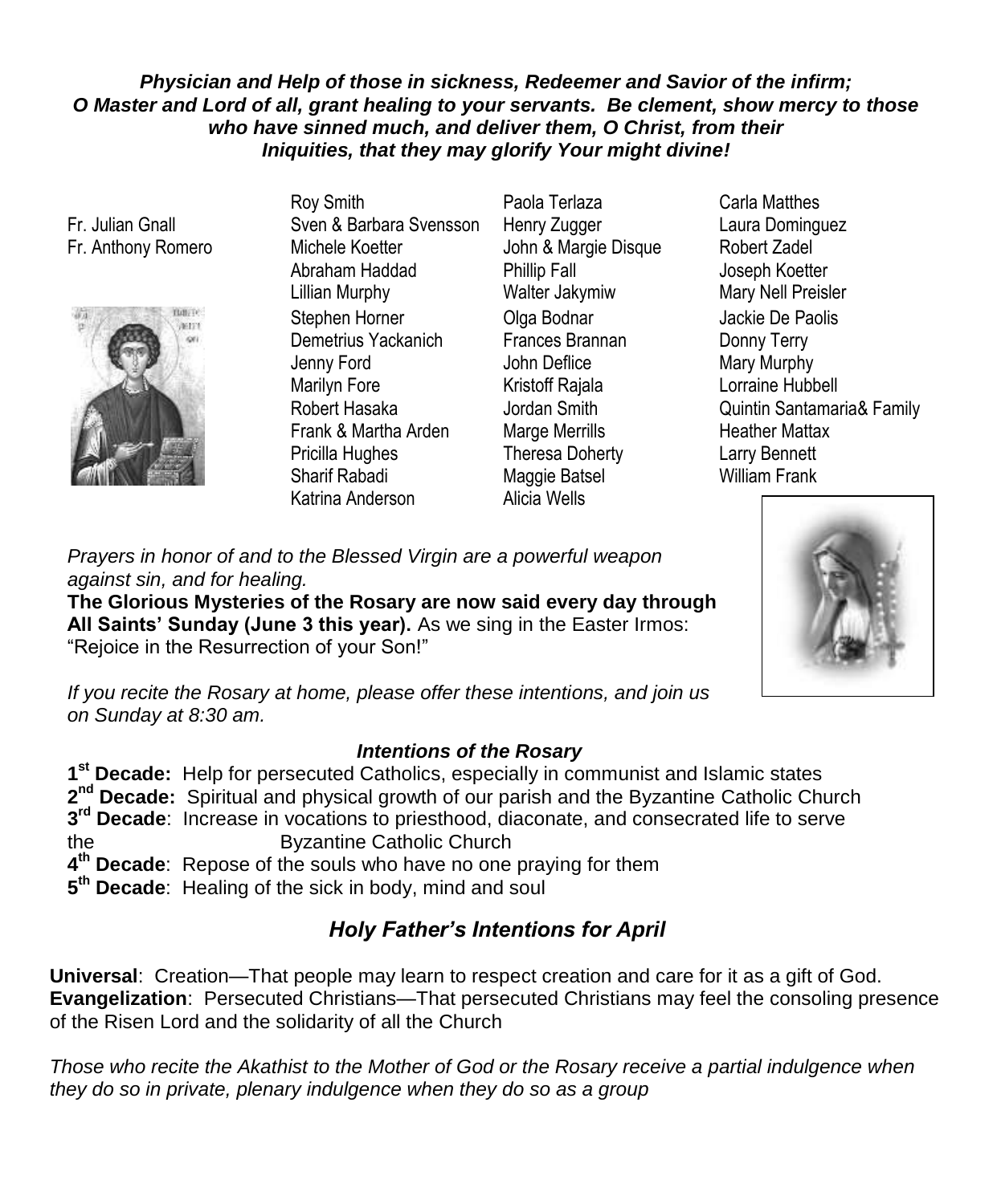***Physician and Help of those in sickness, Redeemer and Savior of the infirm; O Master and Lord of all, grant healing to your servants. Be clement, show mercy to those who have sinned much, and deliver them, O Christ, from their Iniquities, that they may glorify Your might divine!***

Fr. Julian Gnall
Fr. Anthony Romero

Roy Smith
Sven & Barbara Svensson
Michele Koetter
Abraham Haddad
Lillian Murphy
Stephen Horner
Demetrius Yackanich
Jenny Ford
Marilyn Fore
Robert Hasaka
Frank & Martha Arden
Pricilla Hughes
Sharif Rabadi
Katrina Anderson

Paola Terlaza
Henry Zugger
John & Margie Disque
Phillip Fall
Walter Jakymiw
Olga Bodnar
Frances Brannan
John Deflice
Kristoff Rajala
Jordan Smith
Marge Merrills
Theresa Doherty
Maggie Batsel
Alicia Wells

Carla Matthes
Laura Dominguez
Robert Zadel
Joseph Koetter
Mary Nell Preisler
Jackie De Paolis
Donny Terry
Mary Murphy
Lorraine Hubbell
Quintin Santamaria& Family
Heather Mattax
Larry Bennett
William Frank

*Prayers in honor of and to the Blessed Virgin are a powerful weapon against sin, and for healing.*

**The Glorious Mysteries of the Rosary are now said every day through All Saints' Sunday (June 3 this year).** As we sing in the Easter Irmos: "Rejoice in the Resurrection of your Son!"

*If you recite the Rosary at home, please offer these intentions, and join us on Sunday at 8:30 am.*

### *Intentions of the Rosary*

**1st Decade:** Help for persecuted Catholics, especially in communist and Islamic states
**2nd Decade:** Spiritual and physical growth of our parish and the Byzantine Catholic Church
**3rd Decade**: Increase in vocations to priesthood, diaconate, and consecrated life to serve the Byzantine Catholic Church
**4th Decade**: Repose of the souls who have no one praying for them
**5th Decade**: Healing of the sick in body, mind and soul

## *Holy Father's Intentions for April*

**Universal**: Creation—That people may learn to respect creation and care for it as a gift of God.
**Evangelization**: Persecuted Christians—That persecuted Christians may feel the consoling presence of the Risen Lord and the solidarity of all the Church

*Those who recite the Akathist to the Mother of God or the Rosary receive a partial indulgence when they do so in private, plenary indulgence when they do so as a group*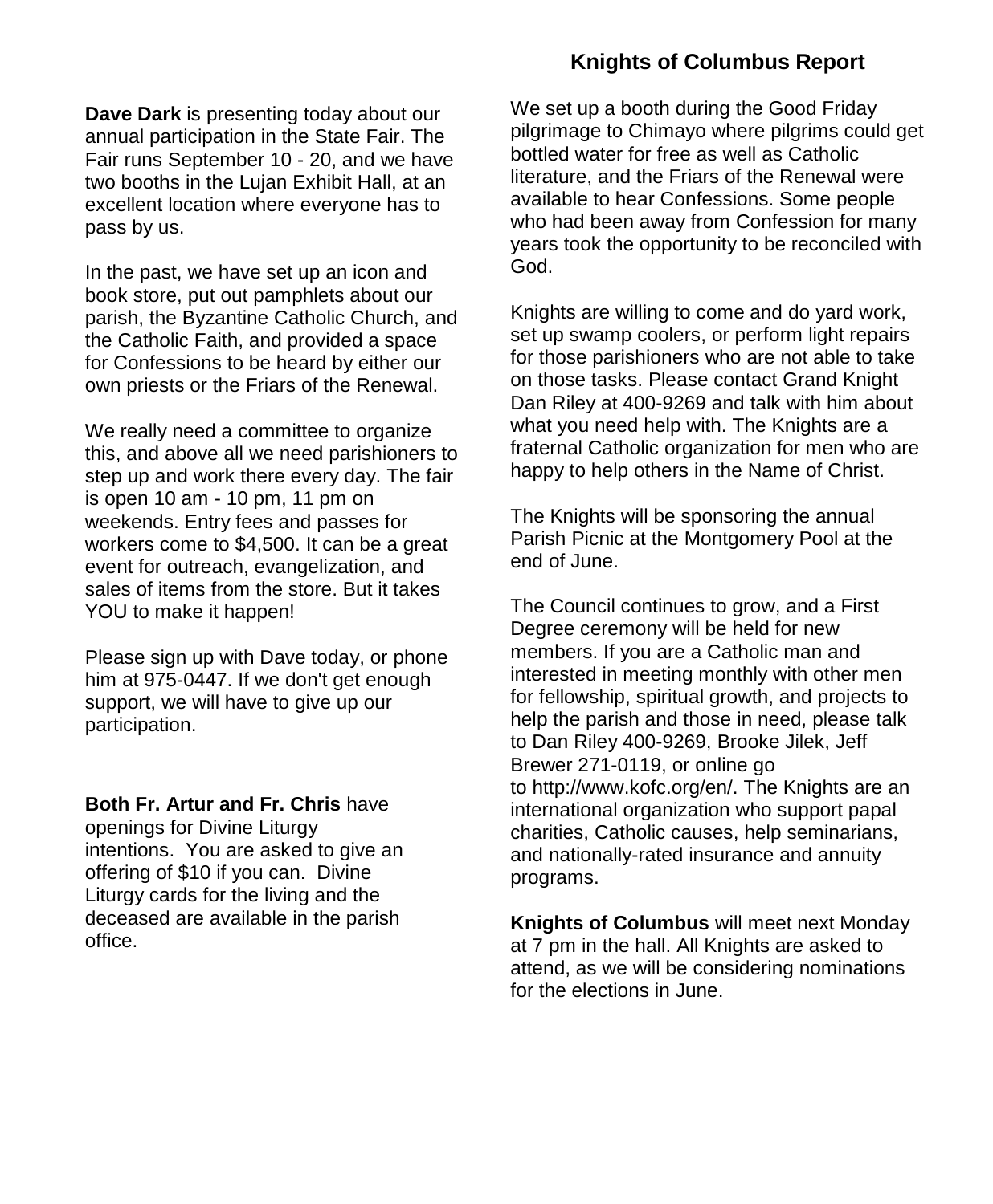**Dave Dark** is presenting today about our annual participation in the State Fair. The Fair runs September 10 - 20, and we have two booths in the Lujan Exhibit Hall, at an excellent location where everyone has to pass by us.

In the past, we have set up an icon and book store, put out pamphlets about our parish, the Byzantine Catholic Church, and the Catholic Faith, and provided a space for Confessions to be heard by either our own priests or the Friars of the Renewal.

We really need a committee to organize this, and above all we need parishioners to step up and work there every day. The fair is open 10 am - 10 pm, 11 pm on weekends. Entry fees and passes for workers come to $4,500. It can be a great event for outreach, evangelization, and sales of items from the store. But it takes YOU to make it happen!

Please sign up with Dave today, or phone him at 975-0447. If we don't get enough support, we will have to give up our participation.

**Both Fr. Artur and Fr. Chris** have openings for Divine Liturgy intentions. You are asked to give an offering of $10 if you can. Divine Liturgy cards for the living and the deceased are available in the parish office.

## Knights of Columbus Report

We set up a booth during the Good Friday pilgrimage to Chimayo where pilgrims could get bottled water for free as well as Catholic literature, and the Friars of the Renewal were available to hear Confessions. Some people who had been away from Confession for many years took the opportunity to be reconciled with God.

Knights are willing to come and do yard work, set up swamp coolers, or perform light repairs for those parishioners who are not able to take on those tasks. Please contact Grand Knight Dan Riley at 400-9269 and talk with him about what you need help with. The Knights are a fraternal Catholic organization for men who are happy to help others in the Name of Christ.

The Knights will be sponsoring the annual Parish Picnic at the Montgomery Pool at the end of June.

The Council continues to grow, and a First Degree ceremony will be held for new members. If you are a Catholic man and interested in meeting monthly with other men for fellowship, spiritual growth, and projects to help the parish and those in need, please talk to Dan Riley 400-9269, Brooke Jilek, Jeff Brewer 271-0119, or online go to http://www.kofc.org/en/. The Knights are an international organization who support papal charities, Catholic causes, help seminarians, and nationally-rated insurance and annuity programs.

**Knights of Columbus** will meet next Monday at 7 pm in the hall. All Knights are asked to attend, as we will be considering nominations for the elections in June.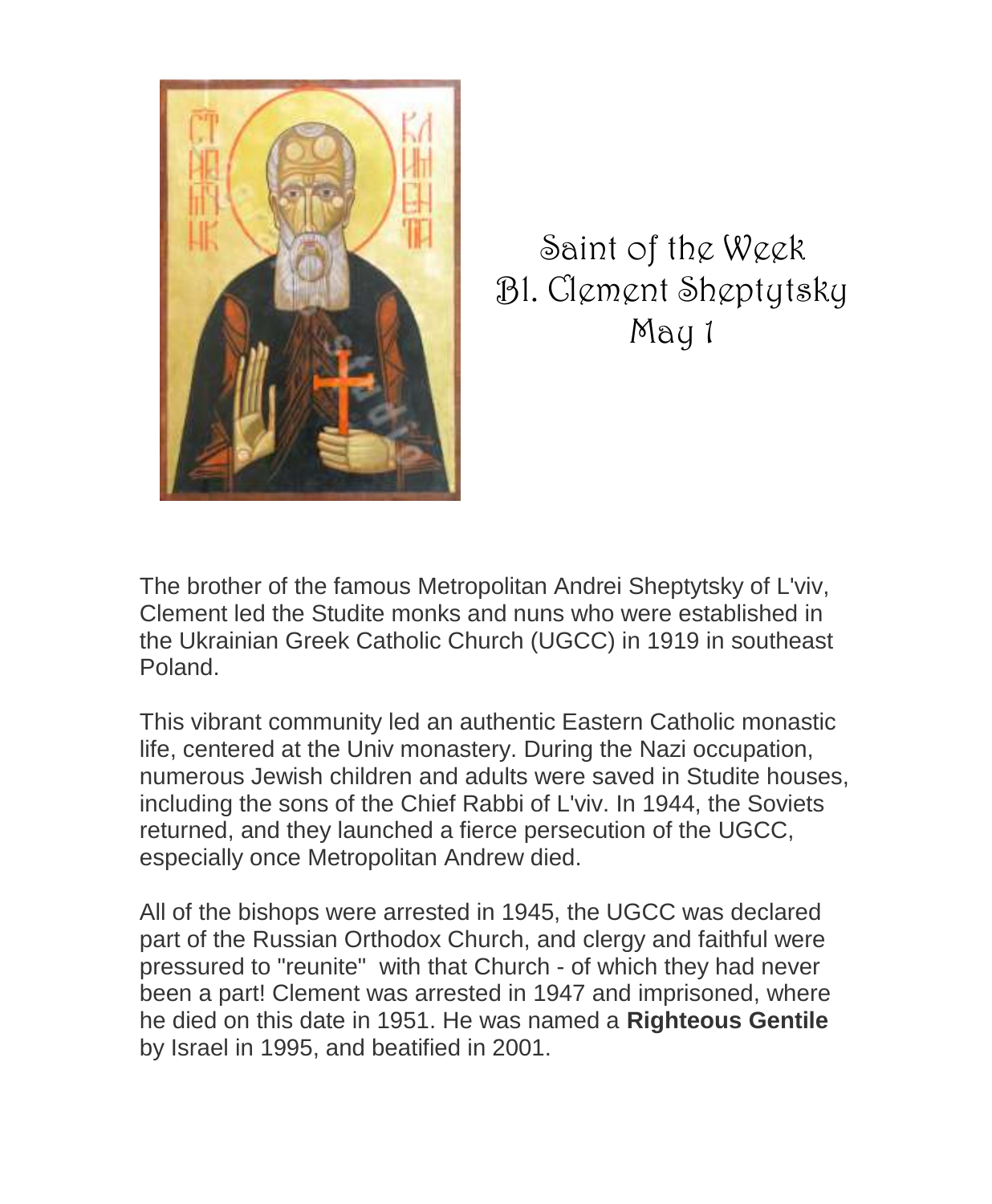Saint of the Week
Bl. Clement Sheptytsky
May 1

The brother of the famous Metropolitan Andrei Sheptytsky of L'viv, Clement led the Studite monks and nuns who were established in the Ukrainian Greek Catholic Church (UGCC) in 1919 in southeast Poland.

This vibrant community led an authentic Eastern Catholic monastic life, centered at the Univ monastery. During the Nazi occupation, numerous Jewish children and adults were saved in Studite houses, including the sons of the Chief Rabbi of L'viv. In 1944, the Soviets returned, and they launched a fierce persecution of the UGCC, especially once Metropolitan Andrew died.

All of the bishops were arrested in 1945, the UGCC was declared part of the Russian Orthodox Church, and clergy and faithful were pressured to "reunite" with that Church - of which they had never been a part! Clement was arrested in 1947 and imprisoned, where he died on this date in 1951. He was named a **Righteous Gentile** by Israel in 1995, and beatified in 2001.